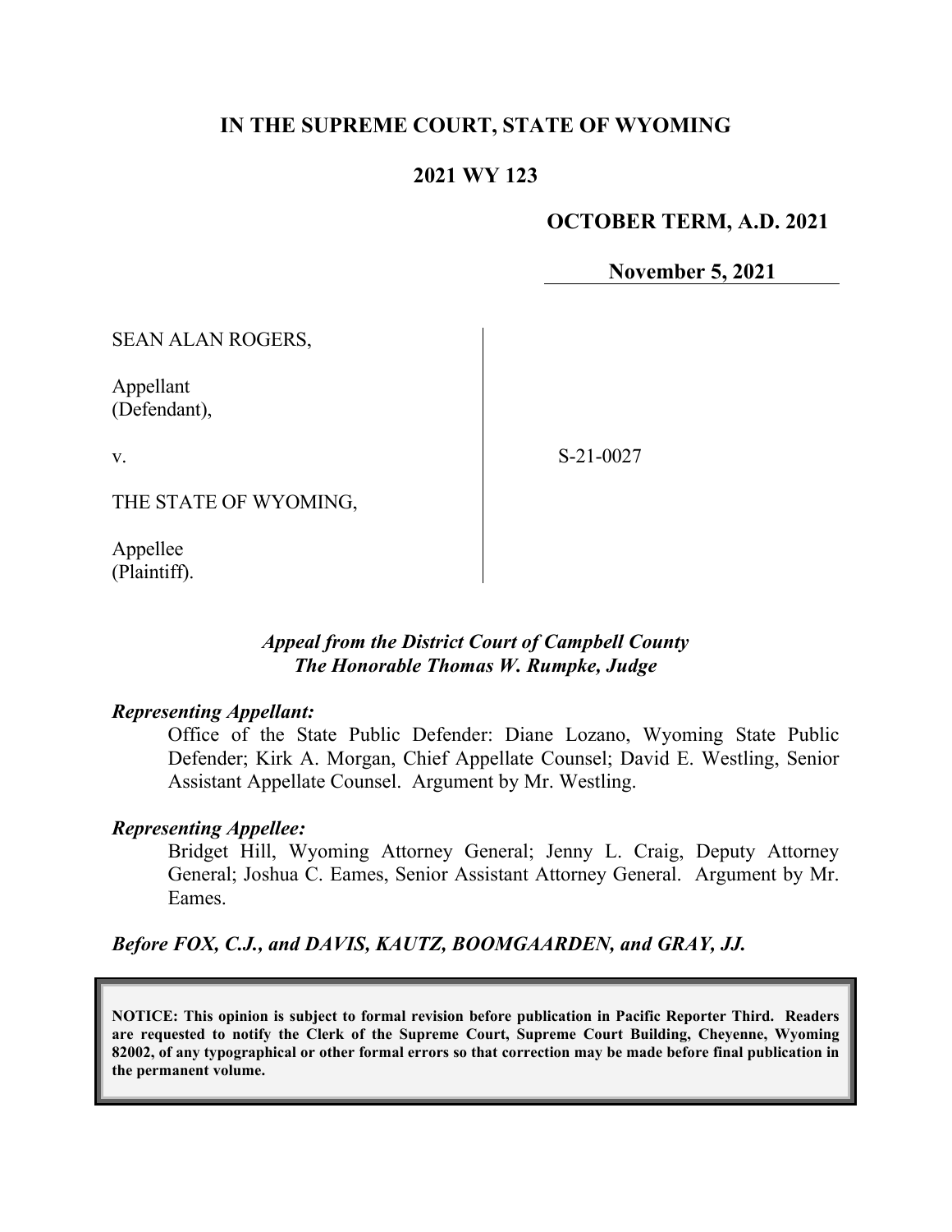# IN THE SUPREME COURT, STATE OF WYOMING

## 2021 WY 123

**OCTOBER TERM, A.D. 2021**

**November 5, 2021**

SEAN ALAN ROGERS,

Appellant
(Defendant),

v.

THE STATE OF WYOMING,

Appellee
(Plaintiff).

S-21-0027

*Appeal from the District Court of Campbell County*
*The Honorable Thomas W. Rumpke, Judge*

***Representing Appellant:***

Office of the State Public Defender: Diane Lozano, Wyoming State Public Defender; Kirk A. Morgan, Chief Appellate Counsel; David E. Westling, Senior Assistant Appellate Counsel. Argument by Mr. Westling.

***Representing Appellee:***

Bridget Hill, Wyoming Attorney General; Jenny L. Craig, Deputy Attorney General; Joshua C. Eames, Senior Assistant Attorney General. Argument by Mr. Eames.

***Before FOX, C.J., and DAVIS, KAUTZ, BOOMGAARDEN, and GRAY, JJ.***

**NOTICE: This opinion is subject to formal revision before publication in Pacific Reporter Third. Readers are requested to notify the Clerk of the Supreme Court, Supreme Court Building, Cheyenne, Wyoming 82002, of any typographical or other formal errors so that correction may be made before final publication in the permanent volume.**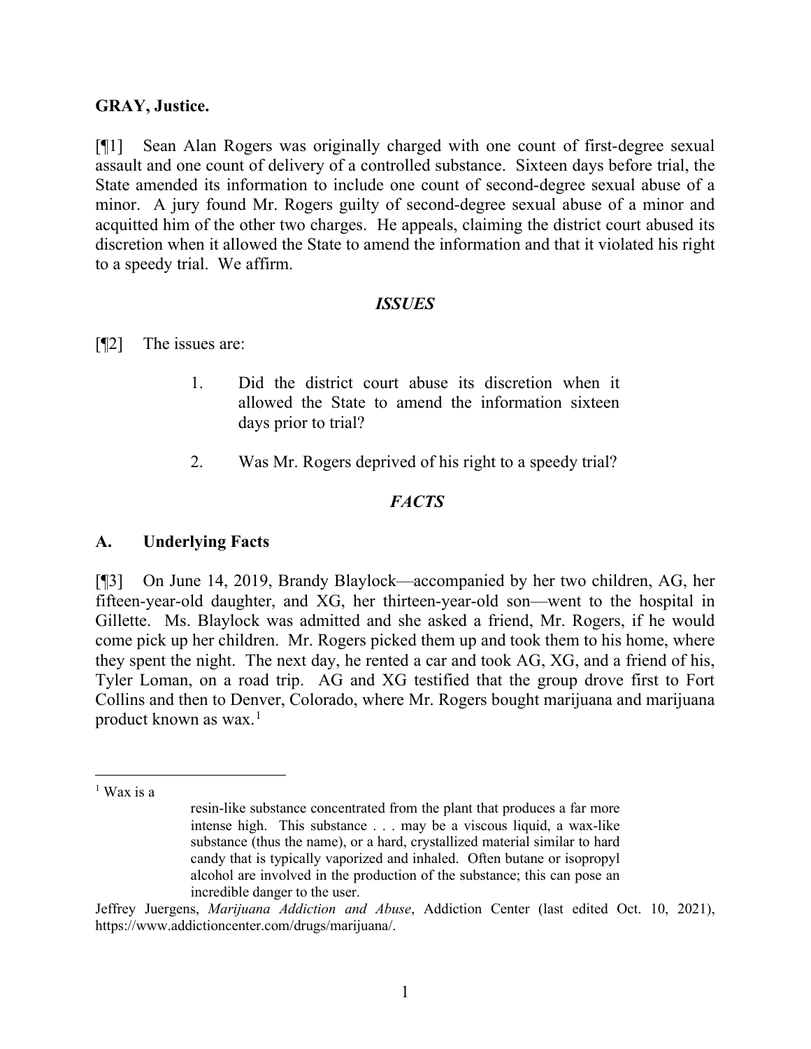**GRAY, Justice.**

[¶1] Sean Alan Rogers was originally charged with one count of first-degree sexual assault and one count of delivery of a controlled substance. Sixteen days before trial, the State amended its information to include one count of second-degree sexual abuse of a minor. A jury found Mr. Rogers guilty of second-degree sexual abuse of a minor and acquitted him of the other two charges. He appeals, claiming the district court abused its discretion when it allowed the State to amend the information and that it violated his right to a speedy trial. We affirm.

## *ISSUES*

[¶2] The issues are:

1. Did the district court abuse its discretion when it allowed the State to amend the information sixteen days prior to trial?

2. Was Mr. Rogers deprived of his right to a speedy trial?

## *FACTS*

### A. Underlying Facts

[¶3] On June 14, 2019, Brandy Blaylock—accompanied by her two children, AG, her fifteen-year-old daughter, and XG, her thirteen-year-old son—went to the hospital in Gillette. Ms. Blaylock was admitted and she asked a friend, Mr. Rogers, if he would come pick up her children. Mr. Rogers picked them up and took them to his home, where they spent the night. The next day, he rented a car and took AG, XG, and a friend of his, Tyler Loman, on a road trip. AG and XG testified that the group drove first to Fort Collins and then to Denver, Colorado, where Mr. Rogers bought marijuana and marijuana product known as wax.[1]

---

[1] Wax is a

> resin-like substance concentrated from the plant that produces a far more intense high. This substance . . . may be a viscous liquid, a wax-like substance (thus the name), or a hard, crystallized material similar to hard candy that is typically vaporized and inhaled. Often butane or isopropyl alcohol are involved in the production of the substance; this can pose an incredible danger to the user.

Jeffrey Juergens, *Marijuana Addiction and Abuse*, Addiction Center (last edited Oct. 10, 2021), https://www.addictioncenter.com/drugs/marijuana/.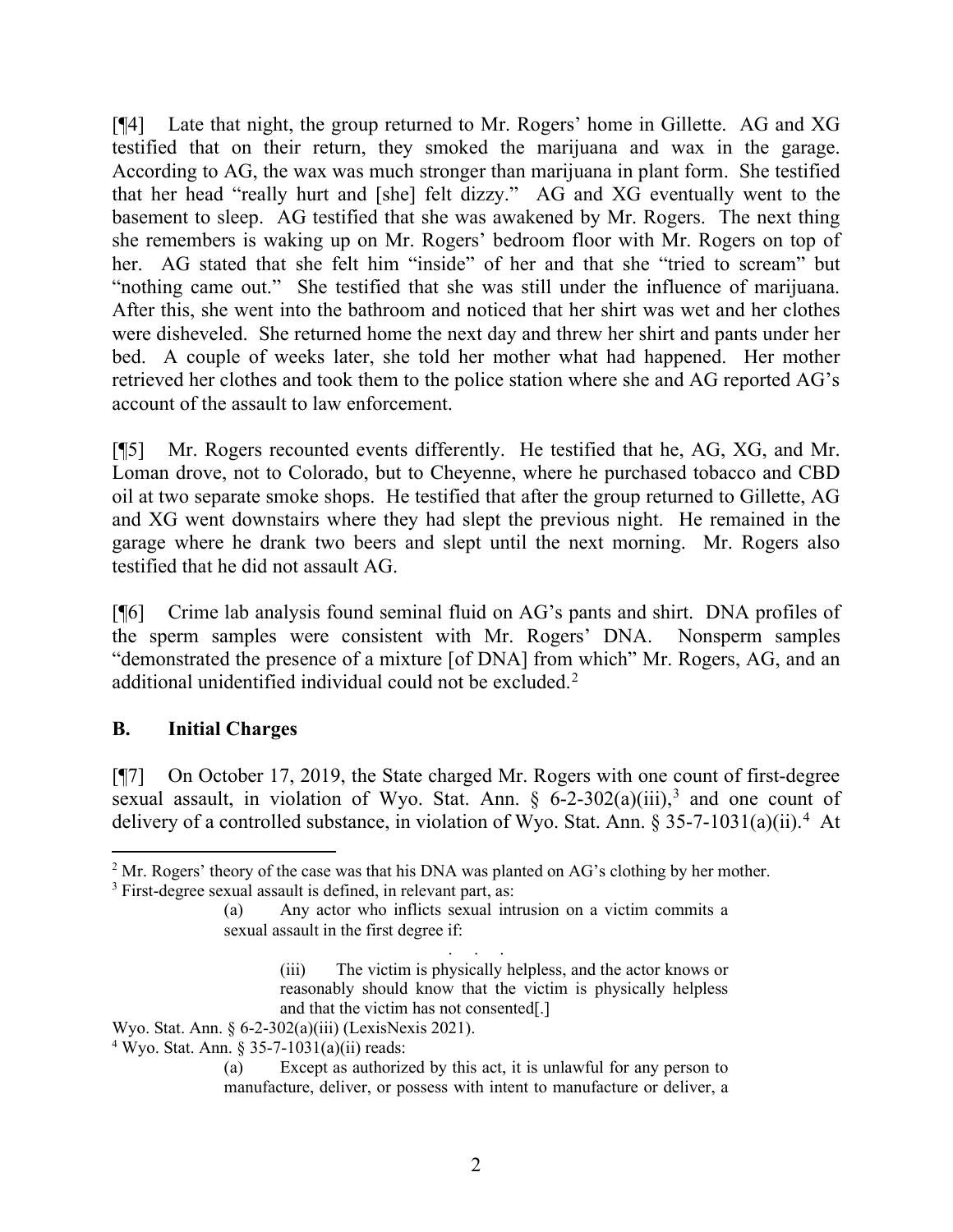[¶4] Late that night, the group returned to Mr. Rogers' home in Gillette. AG and XG testified that on their return, they smoked the marijuana and wax in the garage. According to AG, the wax was much stronger than marijuana in plant form. She testified that her head "really hurt and [she] felt dizzy." AG and XG eventually went to the basement to sleep. AG testified that she was awakened by Mr. Rogers. The next thing she remembers is waking up on Mr. Rogers' bedroom floor with Mr. Rogers on top of her. AG stated that she felt him "inside" of her and that she "tried to scream" but "nothing came out." She testified that she was still under the influence of marijuana. After this, she went into the bathroom and noticed that her shirt was wet and her clothes were disheveled. She returned home the next day and threw her shirt and pants under her bed. A couple of weeks later, she told her mother what had happened. Her mother retrieved her clothes and took them to the police station where she and AG reported AG's account of the assault to law enforcement.

[¶5] Mr. Rogers recounted events differently. He testified that he, AG, XG, and Mr. Loman drove, not to Colorado, but to Cheyenne, where he purchased tobacco and CBD oil at two separate smoke shops. He testified that after the group returned to Gillette, AG and XG went downstairs where they had slept the previous night. He remained in the garage where he drank two beers and slept until the next morning. Mr. Rogers also testified that he did not assault AG.

[¶6] Crime lab analysis found seminal fluid on AG's pants and shirt. DNA profiles of the sperm samples were consistent with Mr. Rogers' DNA. Nonsperm samples "demonstrated the presence of a mixture [of DNA] from which" Mr. Rogers, AG, and an additional unidentified individual could not be excluded.[2]

## B. Initial Charges

[¶7] On October 17, 2019, the State charged Mr. Rogers with one count of first-degree sexual assault, in violation of Wyo. Stat. Ann. § 6-2-302(a)(iii),[3] and one count of delivery of a controlled substance, in violation of Wyo. Stat. Ann. § 35-7-1031(a)(ii).[4] At

---

[2] Mr. Rogers' theory of the case was that his DNA was planted on AG's clothing by her mother.

[3] First-degree sexual assault is defined, in relevant part, as:

> (a) Any actor who inflicts sexual intrusion on a victim commits a sexual assault in the first degree if:
>
> . . .
>
> (iii) The victim is physically helpless, and the actor knows or reasonably should know that the victim is physically helpless and that the victim has not consented[.]

Wyo. Stat. Ann. § 6-2-302(a)(iii) (LexisNexis 2021).

[4] Wyo. Stat. Ann. § 35-7-1031(a)(ii) reads:

> (a) Except as authorized by this act, it is unlawful for any person to manufacture, deliver, or possess with intent to manufacture or deliver, a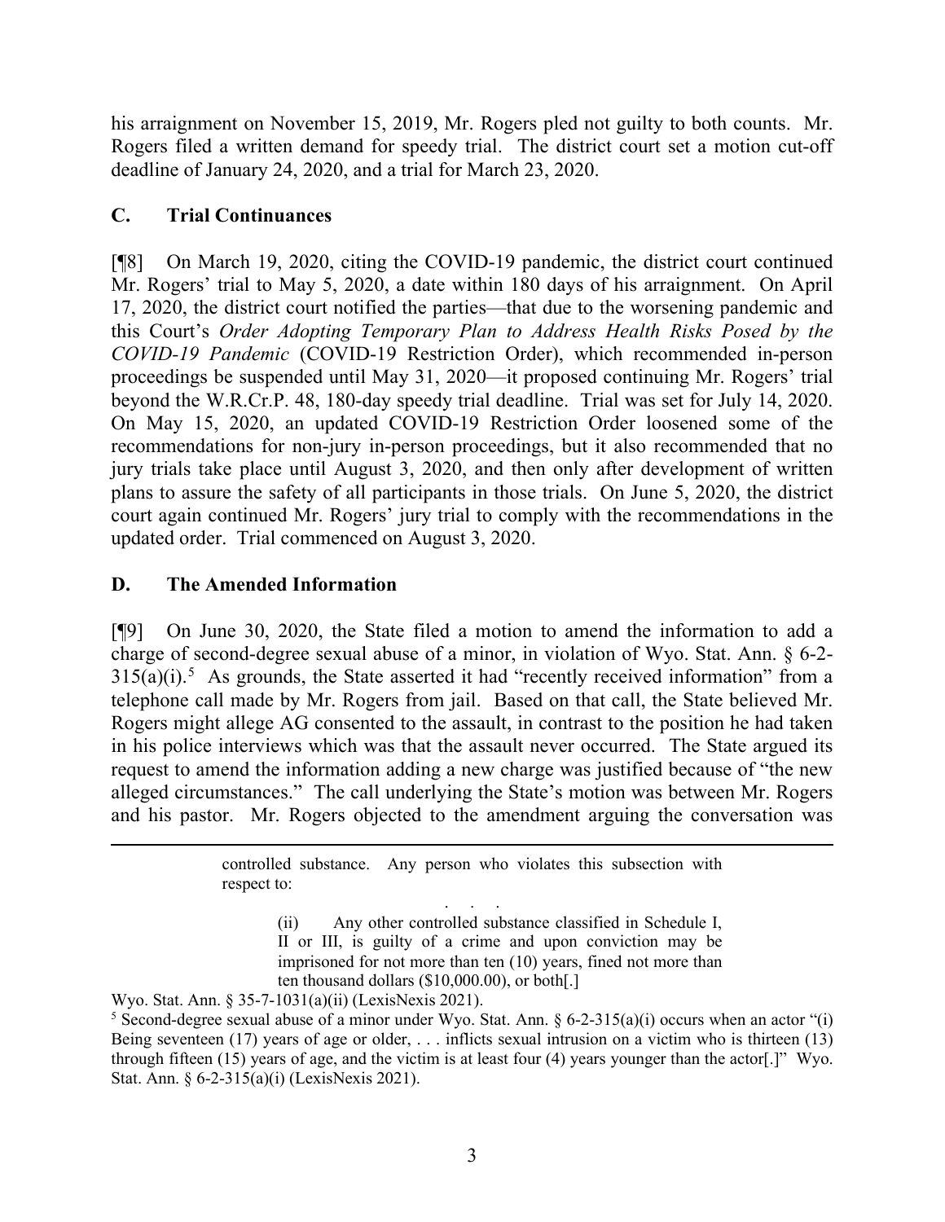his arraignment on November 15, 2019, Mr. Rogers pled not guilty to both counts. Mr. Rogers filed a written demand for speedy trial. The district court set a motion cut-off deadline of January 24, 2020, and a trial for March 23, 2020.

## C. Trial Continuances

[¶8] On March 19, 2020, citing the COVID-19 pandemic, the district court continued Mr. Rogers' trial to May 5, 2020, a date within 180 days of his arraignment. On April 17, 2020, the district court notified the parties—that due to the worsening pandemic and this Court's *Order Adopting Temporary Plan to Address Health Risks Posed by the COVID-19 Pandemic* (COVID-19 Restriction Order), which recommended in-person proceedings be suspended until May 31, 2020—it proposed continuing Mr. Rogers' trial beyond the W.R.Cr.P. 48, 180-day speedy trial deadline. Trial was set for July 14, 2020. On May 15, 2020, an updated COVID-19 Restriction Order loosened some of the recommendations for non-jury in-person proceedings, but it also recommended that no jury trials take place until August 3, 2020, and then only after development of written plans to assure the safety of all participants in those trials. On June 5, 2020, the district court again continued Mr. Rogers' jury trial to comply with the recommendations in the updated order. Trial commenced on August 3, 2020.

## D. The Amended Information

[¶9] On June 30, 2020, the State filed a motion to amend the information to add a charge of second-degree sexual abuse of a minor, in violation of Wyo. Stat. Ann. § 6-2-315(a)(i).[5] As grounds, the State asserted it had "recently received information" from a telephone call made by Mr. Rogers from jail. Based on that call, the State believed Mr. Rogers might allege AG consented to the assault, in contrast to the position he had taken in his police interviews which was that the assault never occurred. The State argued its request to amend the information adding a new charge was justified because of "the new alleged circumstances." The call underlying the State's motion was between Mr. Rogers and his pastor. Mr. Rogers objected to the amendment arguing the conversation was

---

> controlled substance. Any person who violates this subsection with respect to:
>
> . . .
>
> > (ii) Any other controlled substance classified in Schedule I, II or III, is guilty of a crime and upon conviction may be imprisoned for not more than ten (10) years, fined not more than ten thousand dollars ($10,000.00), or both[.]

Wyo. Stat. Ann. § 35-7-1031(a)(ii) (LexisNexis 2021).

[5] Second-degree sexual abuse of a minor under Wyo. Stat. Ann. § 6-2-315(a)(i) occurs when an actor "(i) Being seventeen (17) years of age or older, . . . inflicts sexual intrusion on a victim who is thirteen (13) through fifteen (15) years of age, and the victim is at least four (4) years younger than the actor[.]" Wyo. Stat. Ann. § 6-2-315(a)(i) (LexisNexis 2021).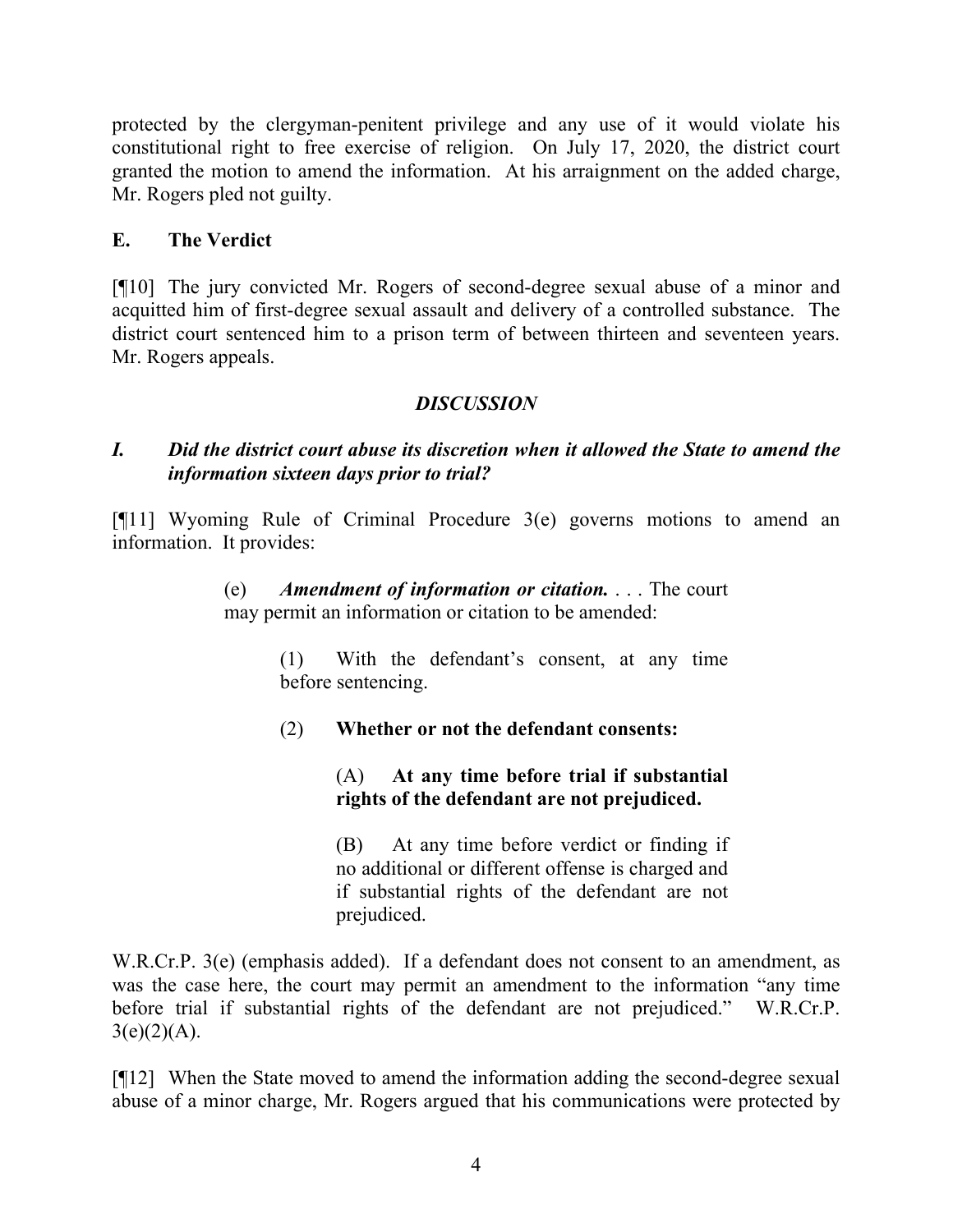protected by the clergyman-penitent privilege and any use of it would violate his constitutional right to free exercise of religion. On July 17, 2020, the district court granted the motion to amend the information. At his arraignment on the added charge, Mr. Rogers pled not guilty.

### E. The Verdict

[¶10] The jury convicted Mr. Rogers of second-degree sexual abuse of a minor and acquitted him of first-degree sexual assault and delivery of a controlled substance. The district court sentenced him to a prison term of between thirteen and seventeen years. Mr. Rogers appeals.

## *DISCUSSION*

### *I. Did the district court abuse its discretion when it allowed the State to amend the information sixteen days prior to trial?*

[¶11] Wyoming Rule of Criminal Procedure 3(e) governs motions to amend an information. It provides:

> (e) ***Amendment of information or citation.*** . . . The court may permit an information or citation to be amended:
>
> > (1) With the defendant's consent, at any time before sentencing.
> >
> > (2) **Whether or not the defendant consents:**
> >
> > > (A) **At any time before trial if substantial rights of the defendant are not prejudiced.**
> > >
> > > (B) At any time before verdict or finding if no additional or different offense is charged and if substantial rights of the defendant are not prejudiced.

W.R.Cr.P. 3(e) (emphasis added). If a defendant does not consent to an amendment, as was the case here, the court may permit an amendment to the information "any time before trial if substantial rights of the defendant are not prejudiced." W.R.Cr.P. 3(e)(2)(A).

[¶12] When the State moved to amend the information adding the second-degree sexual abuse of a minor charge, Mr. Rogers argued that his communications were protected by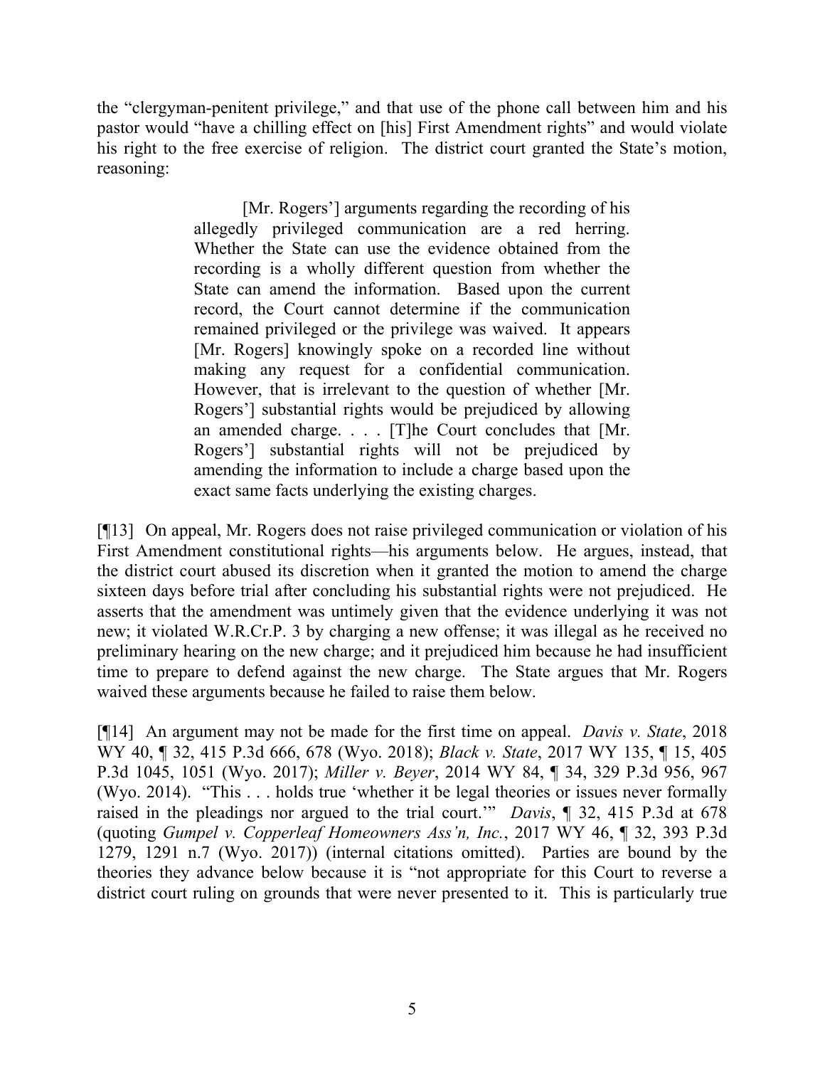the "clergyman-penitent privilege," and that use of the phone call between him and his pastor would "have a chilling effect on [his] First Amendment rights" and would violate his right to the free exercise of religion. The district court granted the State's motion, reasoning:

> [Mr. Rogers'] arguments regarding the recording of his allegedly privileged communication are a red herring. Whether the State can use the evidence obtained from the recording is a wholly different question from whether the State can amend the information. Based upon the current record, the Court cannot determine if the communication remained privileged or the privilege was waived. It appears [Mr. Rogers] knowingly spoke on a recorded line without making any request for a confidential communication. However, that is irrelevant to the question of whether [Mr. Rogers'] substantial rights would be prejudiced by allowing an amended charge. . . . [T]he Court concludes that [Mr. Rogers'] substantial rights will not be prejudiced by amending the information to include a charge based upon the exact same facts underlying the existing charges.

[¶13] On appeal, Mr. Rogers does not raise privileged communication or violation of his First Amendment constitutional rights—his arguments below. He argues, instead, that the district court abused its discretion when it granted the motion to amend the charge sixteen days before trial after concluding his substantial rights were not prejudiced. He asserts that the amendment was untimely given that the evidence underlying it was not new; it violated W.R.Cr.P. 3 by charging a new offense; it was illegal as he received no preliminary hearing on the new charge; and it prejudiced him because he had insufficient time to prepare to defend against the new charge. The State argues that Mr. Rogers waived these arguments because he failed to raise them below.

[¶14] An argument may not be made for the first time on appeal. *Davis v. State*, 2018 WY 40, ¶ 32, 415 P.3d 666, 678 (Wyo. 2018); *Black v. State*, 2017 WY 135, ¶ 15, 405 P.3d 1045, 1051 (Wyo. 2017); *Miller v. Beyer*, 2014 WY 84, ¶ 34, 329 P.3d 956, 967 (Wyo. 2014). "This . . . holds true 'whether it be legal theories or issues never formally raised in the pleadings nor argued to the trial court.'" *Davis*, ¶ 32, 415 P.3d at 678 (quoting *Gumpel v. Copperleaf Homeowners Ass'n, Inc.*, 2017 WY 46, ¶ 32, 393 P.3d 1279, 1291 n.7 (Wyo. 2017)) (internal citations omitted). Parties are bound by the theories they advance below because it is "not appropriate for this Court to reverse a district court ruling on grounds that were never presented to it. This is particularly true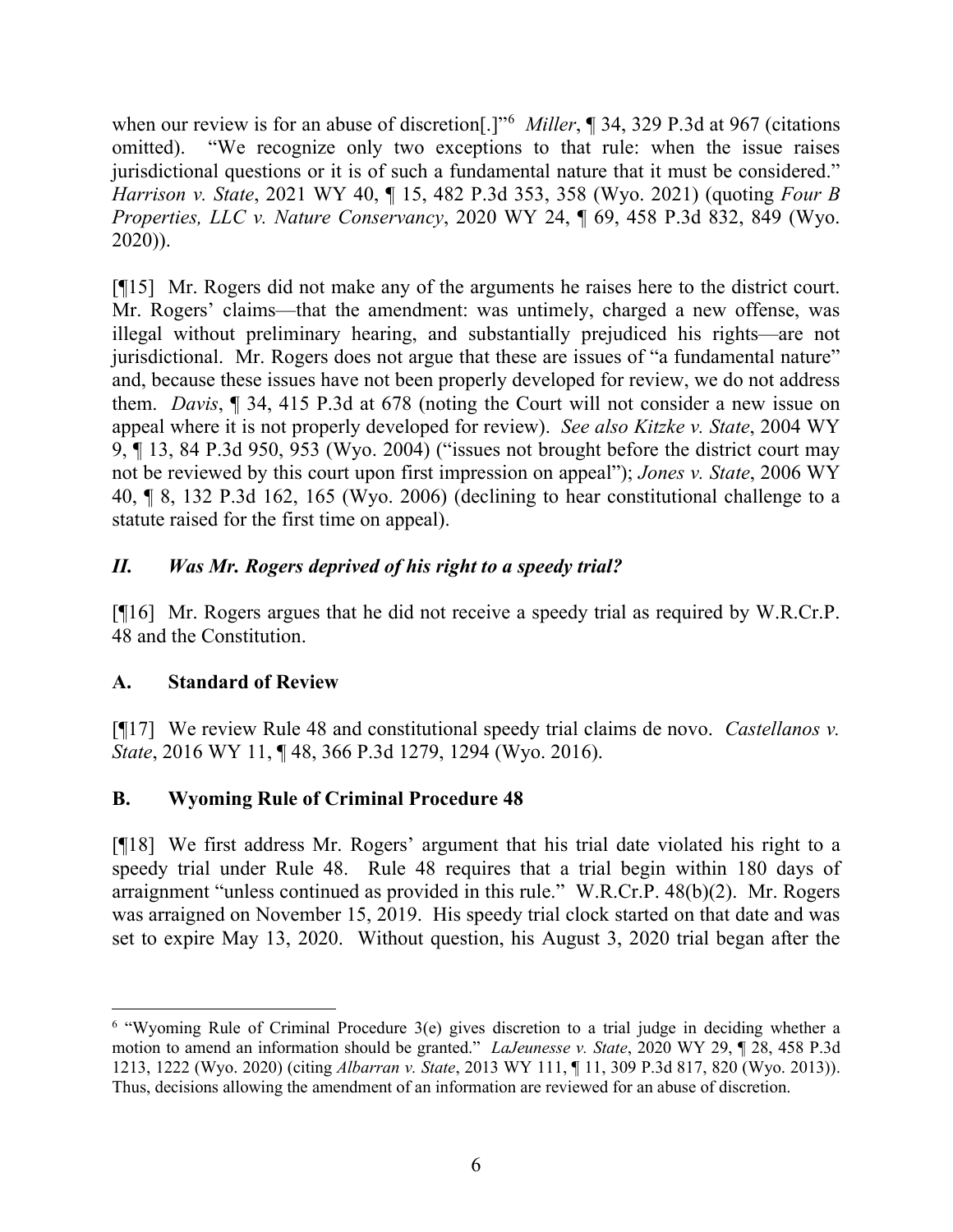when our review is for an abuse of discretion[.]"[6] *Miller*, ¶ 34, 329 P.3d at 967 (citations omitted). "We recognize only two exceptions to that rule: when the issue raises jurisdictional questions or it is of such a fundamental nature that it must be considered." *Harrison v. State*, 2021 WY 40, ¶ 15, 482 P.3d 353, 358 (Wyo. 2021) (quoting *Four B Properties, LLC v. Nature Conservancy*, 2020 WY 24, ¶ 69, 458 P.3d 832, 849 (Wyo. 2020)).

[¶15] Mr. Rogers did not make any of the arguments he raises here to the district court. Mr. Rogers' claims—that the amendment: was untimely, charged a new offense, was illegal without preliminary hearing, and substantially prejudiced his rights—are not jurisdictional. Mr. Rogers does not argue that these are issues of "a fundamental nature" and, because these issues have not been properly developed for review, we do not address them. *Davis*, ¶ 34, 415 P.3d at 678 (noting the Court will not consider a new issue on appeal where it is not properly developed for review). *See also Kitzke v. State*, 2004 WY 9, ¶ 13, 84 P.3d 950, 953 (Wyo. 2004) ("issues not brought before the district court may not be reviewed by this court upon first impression on appeal"); *Jones v. State*, 2006 WY 40, ¶ 8, 132 P.3d 162, 165 (Wyo. 2006) (declining to hear constitutional challenge to a statute raised for the first time on appeal).

## *II. Was Mr. Rogers deprived of his right to a speedy trial?*

[¶16] Mr. Rogers argues that he did not receive a speedy trial as required by W.R.Cr.P. 48 and the Constitution.

### A. Standard of Review

[¶17] We review Rule 48 and constitutional speedy trial claims de novo. *Castellanos v. State*, 2016 WY 11, ¶ 48, 366 P.3d 1279, 1294 (Wyo. 2016).

### B. Wyoming Rule of Criminal Procedure 48

[¶18] We first address Mr. Rogers' argument that his trial date violated his right to a speedy trial under Rule 48. Rule 48 requires that a trial begin within 180 days of arraignment "unless continued as provided in this rule." W.R.Cr.P. 48(b)(2). Mr. Rogers was arraigned on November 15, 2019. His speedy trial clock started on that date and was set to expire May 13, 2020. Without question, his August 3, 2020 trial began after the

---

[6] "Wyoming Rule of Criminal Procedure 3(e) gives discretion to a trial judge in deciding whether a motion to amend an information should be granted." *LaJeunesse v. State*, 2020 WY 29, ¶ 28, 458 P.3d 1213, 1222 (Wyo. 2020) (citing *Albarran v. State*, 2013 WY 111, ¶ 11, 309 P.3d 817, 820 (Wyo. 2013)). Thus, decisions allowing the amendment of an information are reviewed for an abuse of discretion.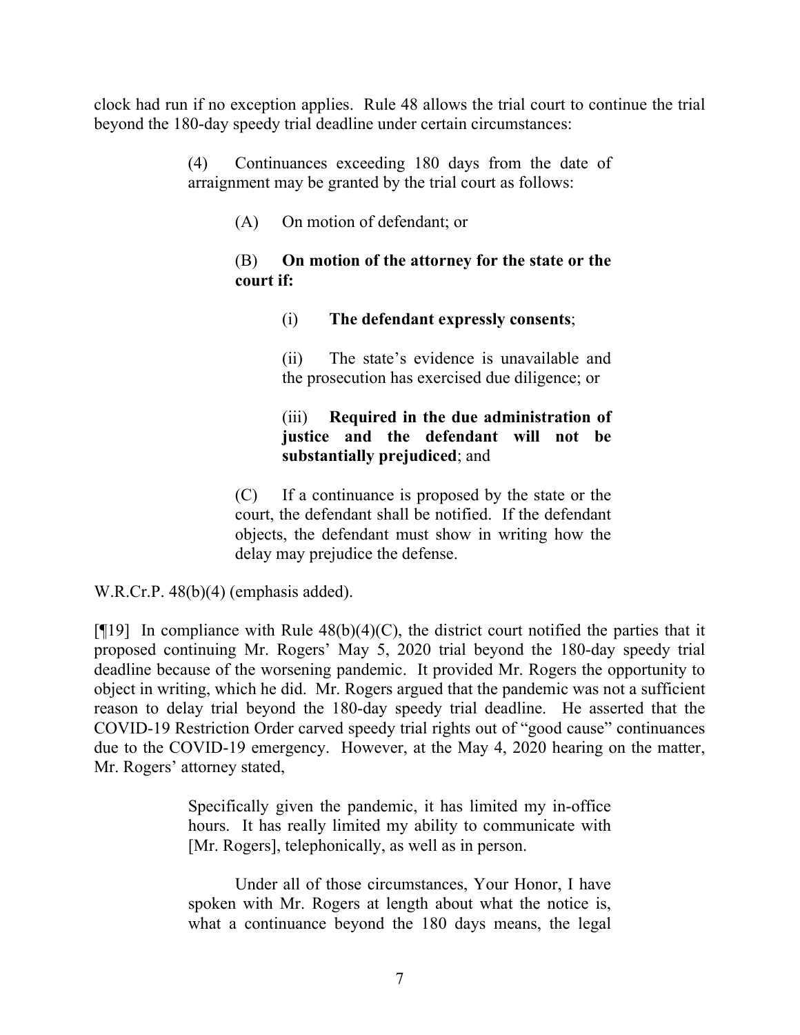clock had run if no exception applies. Rule 48 allows the trial court to continue the trial beyond the 180-day speedy trial deadline under certain circumstances:

> (4) Continuances exceeding 180 days from the date of arraignment may be granted by the trial court as follows:
>
> > (A) On motion of defendant; or
> >
> > (B) **On motion of the attorney for the state or the court if:**
> >
> > > (i) **The defendant expressly consents**;
> > >
> > > (ii) The state's evidence is unavailable and the prosecution has exercised due diligence; or
> > >
> > > (iii) **Required in the due administration of justice and the defendant will not be substantially prejudiced**; and
> >
> > (C) If a continuance is proposed by the state or the court, the defendant shall be notified. If the defendant objects, the defendant must show in writing how the delay may prejudice the defense.

W.R.Cr.P. 48(b)(4) (emphasis added).

[¶19] In compliance with Rule 48(b)(4)(C), the district court notified the parties that it proposed continuing Mr. Rogers' May 5, 2020 trial beyond the 180-day speedy trial deadline because of the worsening pandemic. It provided Mr. Rogers the opportunity to object in writing, which he did. Mr. Rogers argued that the pandemic was not a sufficient reason to delay trial beyond the 180-day speedy trial deadline. He asserted that the COVID-19 Restriction Order carved speedy trial rights out of "good cause" continuances due to the COVID-19 emergency. However, at the May 4, 2020 hearing on the matter, Mr. Rogers' attorney stated,

> Specifically given the pandemic, it has limited my in-office hours. It has really limited my ability to communicate with [Mr. Rogers], telephonically, as well as in person.
>
> Under all of those circumstances, Your Honor, I have spoken with Mr. Rogers at length about what the notice is, what a continuance beyond the 180 days means, the legal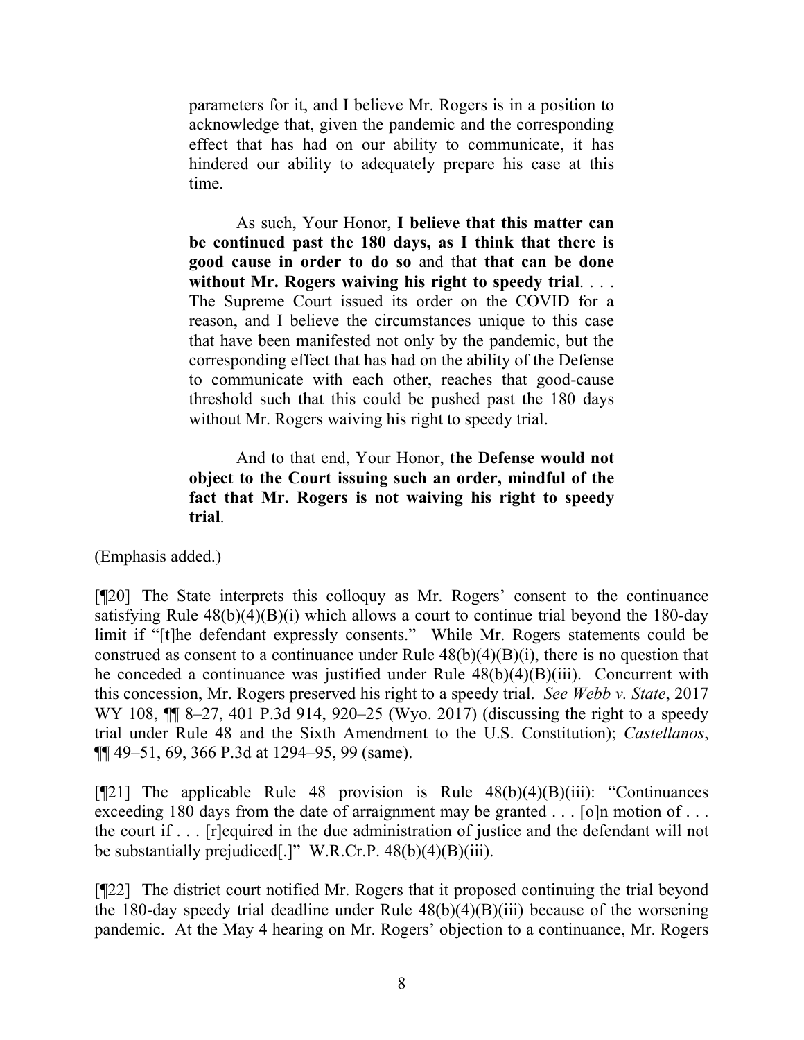> parameters for it, and I believe Mr. Rogers is in a position to acknowledge that, given the pandemic and the corresponding effect that has had on our ability to communicate, it has hindered our ability to adequately prepare his case at this time.
>
> As such, Your Honor, **I believe that this matter can be continued past the 180 days, as I think that there is good cause in order to do so** and that **that can be done without Mr. Rogers waiving his right to speedy trial**. . . . The Supreme Court issued its order on the COVID for a reason, and I believe the circumstances unique to this case that have been manifested not only by the pandemic, but the corresponding effect that has had on the ability of the Defense to communicate with each other, reaches that good-cause threshold such that this could be pushed past the 180 days without Mr. Rogers waiving his right to speedy trial.
>
> And to that end, Your Honor, **the Defense would not object to the Court issuing such an order, mindful of the fact that Mr. Rogers is not waiving his right to speedy trial**.

(Emphasis added.)

[¶20] The State interprets this colloquy as Mr. Rogers' consent to the continuance satisfying Rule 48(b)(4)(B)(i) which allows a court to continue trial beyond the 180-day limit if "[t]he defendant expressly consents." While Mr. Rogers statements could be construed as consent to a continuance under Rule 48(b)(4)(B)(i), there is no question that he conceded a continuance was justified under Rule 48(b)(4)(B)(iii). Concurrent with this concession, Mr. Rogers preserved his right to a speedy trial. *See Webb v. State*, 2017 WY 108, ¶¶ 8–27, 401 P.3d 914, 920–25 (Wyo. 2017) (discussing the right to a speedy trial under Rule 48 and the Sixth Amendment to the U.S. Constitution); *Castellanos*, ¶¶ 49–51, 69, 366 P.3d at 1294–95, 99 (same).

[¶21] The applicable Rule 48 provision is Rule 48(b)(4)(B)(iii): "Continuances exceeding 180 days from the date of arraignment may be granted . . . [o]n motion of . . . the court if . . . [r]equired in the due administration of justice and the defendant will not be substantially prejudiced[.]" W.R.Cr.P. 48(b)(4)(B)(iii).

[¶22] The district court notified Mr. Rogers that it proposed continuing the trial beyond the 180-day speedy trial deadline under Rule 48(b)(4)(B)(iii) because of the worsening pandemic. At the May 4 hearing on Mr. Rogers' objection to a continuance, Mr. Rogers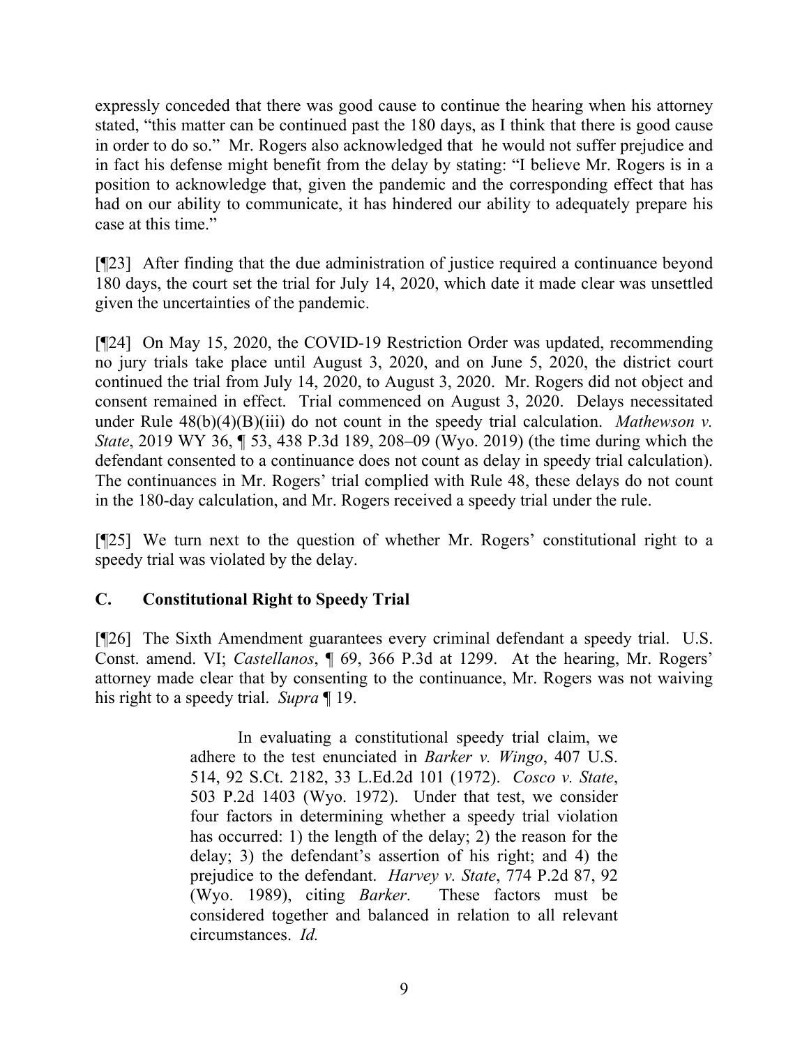expressly conceded that there was good cause to continue the hearing when his attorney stated, "this matter can be continued past the 180 days, as I think that there is good cause in order to do so." Mr. Rogers also acknowledged that he would not suffer prejudice and in fact his defense might benefit from the delay by stating: "I believe Mr. Rogers is in a position to acknowledge that, given the pandemic and the corresponding effect that has had on our ability to communicate, it has hindered our ability to adequately prepare his case at this time."

[¶23] After finding that the due administration of justice required a continuance beyond 180 days, the court set the trial for July 14, 2020, which date it made clear was unsettled given the uncertainties of the pandemic.

[¶24] On May 15, 2020, the COVID-19 Restriction Order was updated, recommending no jury trials take place until August 3, 2020, and on June 5, 2020, the district court continued the trial from July 14, 2020, to August 3, 2020. Mr. Rogers did not object and consent remained in effect. Trial commenced on August 3, 2020. Delays necessitated under Rule 48(b)(4)(B)(iii) do not count in the speedy trial calculation. *Mathewson v. State*, 2019 WY 36, ¶ 53, 438 P.3d 189, 208–09 (Wyo. 2019) (the time during which the defendant consented to a continuance does not count as delay in speedy trial calculation). The continuances in Mr. Rogers' trial complied with Rule 48, these delays do not count in the 180-day calculation, and Mr. Rogers received a speedy trial under the rule.

[¶25] We turn next to the question of whether Mr. Rogers' constitutional right to a speedy trial was violated by the delay.

### C. Constitutional Right to Speedy Trial

[¶26] The Sixth Amendment guarantees every criminal defendant a speedy trial. U.S. Const. amend. VI; *Castellanos*, ¶ 69, 366 P.3d at 1299. At the hearing, Mr. Rogers' attorney made clear that by consenting to the continuance, Mr. Rogers was not waiving his right to a speedy trial. *Supra* ¶ 19.

> In evaluating a constitutional speedy trial claim, we adhere to the test enunciated in *Barker v. Wingo*, 407 U.S. 514, 92 S.Ct. 2182, 33 L.Ed.2d 101 (1972). *Cosco v. State*, 503 P.2d 1403 (Wyo. 1972). Under that test, we consider four factors in determining whether a speedy trial violation has occurred: 1) the length of the delay; 2) the reason for the delay; 3) the defendant's assertion of his right; and 4) the prejudice to the defendant. *Harvey v. State*, 774 P.2d 87, 92 (Wyo. 1989), citing *Barker*. These factors must be considered together and balanced in relation to all relevant circumstances. *Id.*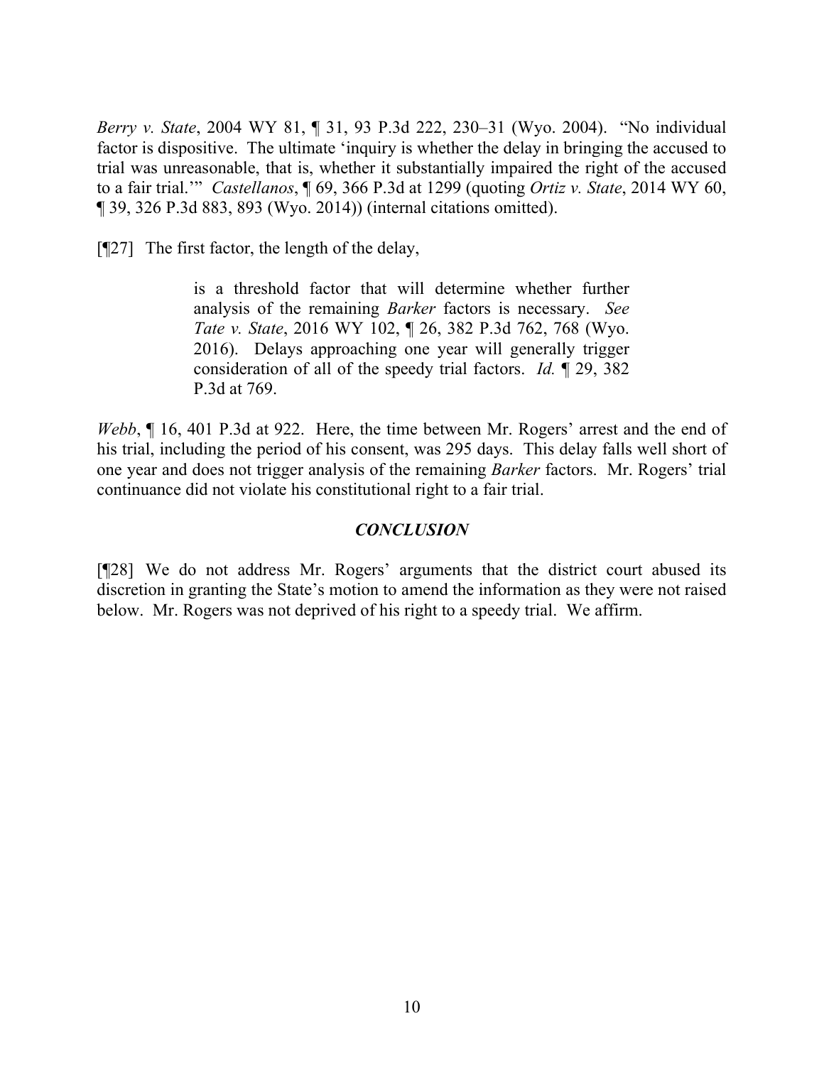*Berry v. State*, 2004 WY 81, ¶ 31, 93 P.3d 222, 230–31 (Wyo. 2004). "No individual factor is dispositive. The ultimate 'inquiry is whether the delay in bringing the accused to trial was unreasonable, that is, whether it substantially impaired the right of the accused to a fair trial.'" *Castellanos*, ¶ 69, 366 P.3d at 1299 (quoting *Ortiz v. State*, 2014 WY 60, ¶ 39, 326 P.3d 883, 893 (Wyo. 2014)) (internal citations omitted).

[¶27] The first factor, the length of the delay,

> is a threshold factor that will determine whether further analysis of the remaining *Barker* factors is necessary. *See Tate v. State*, 2016 WY 102, ¶ 26, 382 P.3d 762, 768 (Wyo. 2016). Delays approaching one year will generally trigger consideration of all of the speedy trial factors. *Id.* ¶ 29, 382 P.3d at 769.

*Webb*, ¶ 16, 401 P.3d at 922. Here, the time between Mr. Rogers' arrest and the end of his trial, including the period of his consent, was 295 days. This delay falls well short of one year and does not trigger analysis of the remaining *Barker* factors. Mr. Rogers' trial continuance did not violate his constitutional right to a fair trial.

## *CONCLUSION*

[¶28] We do not address Mr. Rogers' arguments that the district court abused its discretion in granting the State's motion to amend the information as they were not raised below. Mr. Rogers was not deprived of his right to a speedy trial. We affirm.